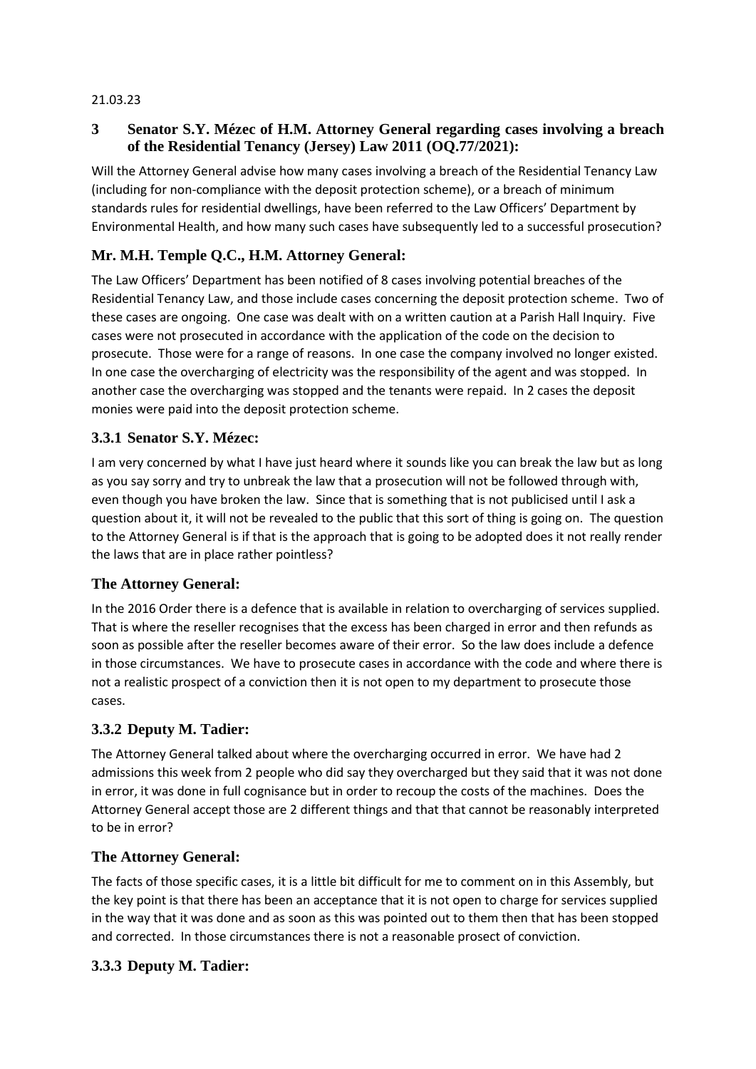21.03.23

## 3 Senator S.Y. Mézec of H.M. Attorney General regarding cases involving a breach of the Residential Tenancy (Jersey) Law 2011 (OQ.77/2021):

Will the Attorney General advise how many cases involving a breach of the Residential Tenancy Law (including for non-compliance with the deposit protection scheme), or a breach of minimum standards rules for residential dwellings, have been referred to the Law Officers' Department by Environmental Health, and how many such cases have subsequently led to a successful prosecution?

### Mr. M.H. Temple Q.C., H.M. Attorney General:

The Law Officers' Department has been notified of 8 cases involving potential breaches of the Residential Tenancy Law, and those include cases concerning the deposit protection scheme. Two of these cases are ongoing. One case was dealt with on a written caution at a Parish Hall Inquiry. Five cases were not prosecuted in accordance with the application of the code on the decision to prosecute. Those were for a range of reasons. In one case the company involved no longer existed. In one case the overcharging of electricity was the responsibility of the agent and was stopped. In another case the overcharging was stopped and the tenants were repaid. In 2 cases the deposit monies were paid into the deposit protection scheme.

### 3.3.1 Senator S.Y. Mézec:

I am very concerned by what I have just heard where it sounds like you can break the law but as long as you say sorry and try to unbreak the law that a prosecution will not be followed through with, even though you have broken the law. Since that is something that is not publicised until I ask a question about it, it will not be revealed to the public that this sort of thing is going on. The question to the Attorney General is if that is the approach that is going to be adopted does it not really render the laws that are in place rather pointless?

### The Attorney General:

In the 2016 Order there is a defence that is available in relation to overcharging of services supplied. That is where the reseller recognises that the excess has been charged in error and then refunds as soon as possible after the reseller becomes aware of their error. So the law does include a defence in those circumstances. We have to prosecute cases in accordance with the code and where there is not a realistic prospect of a conviction then it is not open to my department to prosecute those cases.

### 3.3.2 Deputy M. Tadier:

The Attorney General talked about where the overcharging occurred in error. We have had 2 admissions this week from 2 people who did say they overcharged but they said that it was not done in error, it was done in full cognisance but in order to recoup the costs of the machines. Does the Attorney General accept those are 2 different things and that that cannot be reasonably interpreted to be in error?

### The Attorney General:

The facts of those specific cases, it is a little bit difficult for me to comment on in this Assembly, but the key point is that there has been an acceptance that it is not open to charge for services supplied in the way that it was done and as soon as this was pointed out to them then that has been stopped and corrected. In those circumstances there is not a reasonable prosect of conviction.

### 3.3.3 Deputy M. Tadier: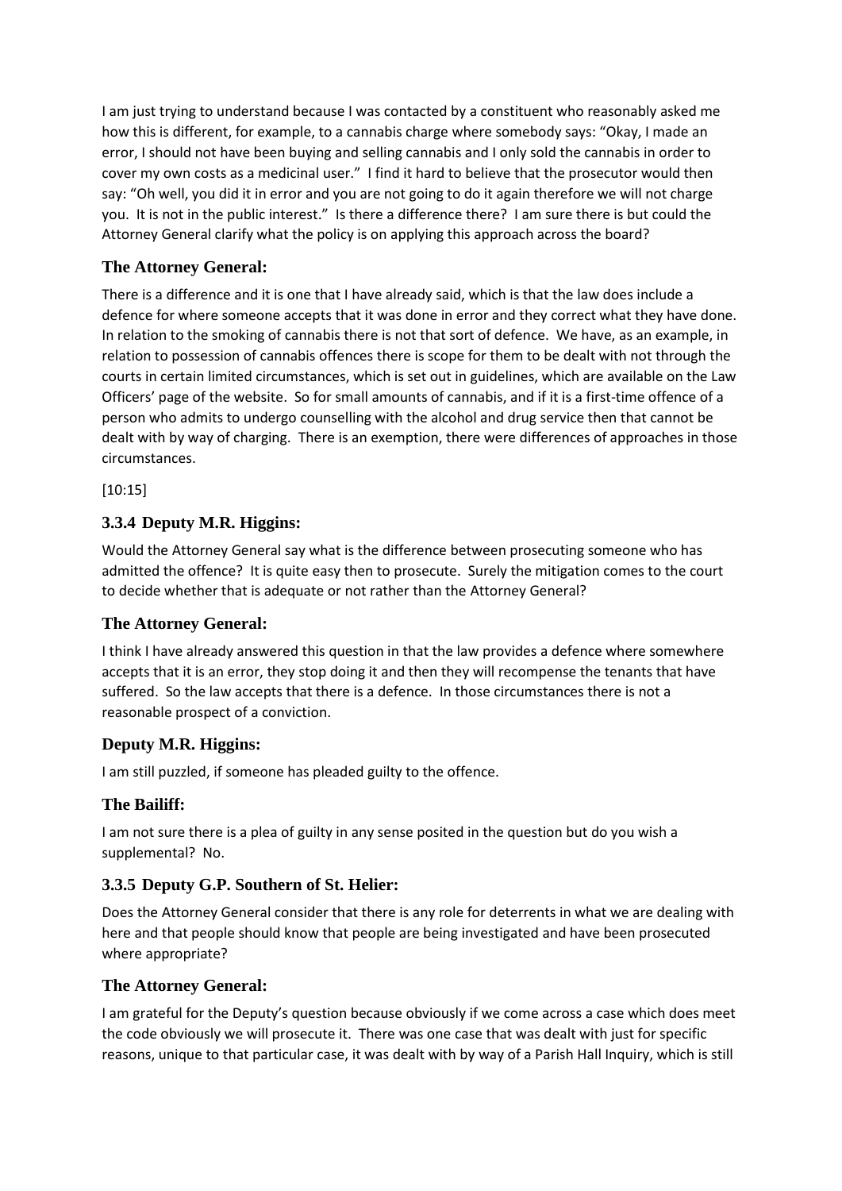I am just trying to understand because I was contacted by a constituent who reasonably asked me how this is different, for example, to a cannabis charge where somebody says: "Okay, I made an error, I should not have been buying and selling cannabis and I only sold the cannabis in order to cover my own costs as a medicinal user." I find it hard to believe that the prosecutor would then say: "Oh well, you did it in error and you are not going to do it again therefore we will not charge you. It is not in the public interest." Is there a difference there? I am sure there is but could the Attorney General clarify what the policy is on applying this approach across the board?

### The Attorney General:

There is a difference and it is one that I have already said, which is that the law does include a defence for where someone accepts that it was done in error and they correct what they have done. In relation to the smoking of cannabis there is not that sort of defence. We have, as an example, in relation to possession of cannabis offences there is scope for them to be dealt with not through the courts in certain limited circumstances, which is set out in guidelines, which are available on the Law Officers' page of the website. So for small amounts of cannabis, and if it is a first-time offence of a person who admits to undergo counselling with the alcohol and drug service then that cannot be dealt with by way of charging. There is an exemption, there were differences of approaches in those circumstances.

[10:15]

### 3.3.4 Deputy M.R. Higgins:

Would the Attorney General say what is the difference between prosecuting someone who has admitted the offence? It is quite easy then to prosecute. Surely the mitigation comes to the court to decide whether that is adequate or not rather than the Attorney General?

### The Attorney General:

I think I have already answered this question in that the law provides a defence where somewhere accepts that it is an error, they stop doing it and then they will recompense the tenants that have suffered. So the law accepts that there is a defence. In those circumstances there is not a reasonable prospect of a conviction.

### Deputy M.R. Higgins:

I am still puzzled, if someone has pleaded guilty to the offence.

### The Bailiff:

I am not sure there is a plea of guilty in any sense posited in the question but do you wish a supplemental? No.

### 3.3.5 Deputy G.P. Southern of St. Helier:

Does the Attorney General consider that there is any role for deterrents in what we are dealing with here and that people should know that people are being investigated and have been prosecuted where appropriate?

### The Attorney General:

I am grateful for the Deputy's question because obviously if we come across a case which does meet the code obviously we will prosecute it. There was one case that was dealt with just for specific reasons, unique to that particular case, it was dealt with by way of a Parish Hall Inquiry, which is still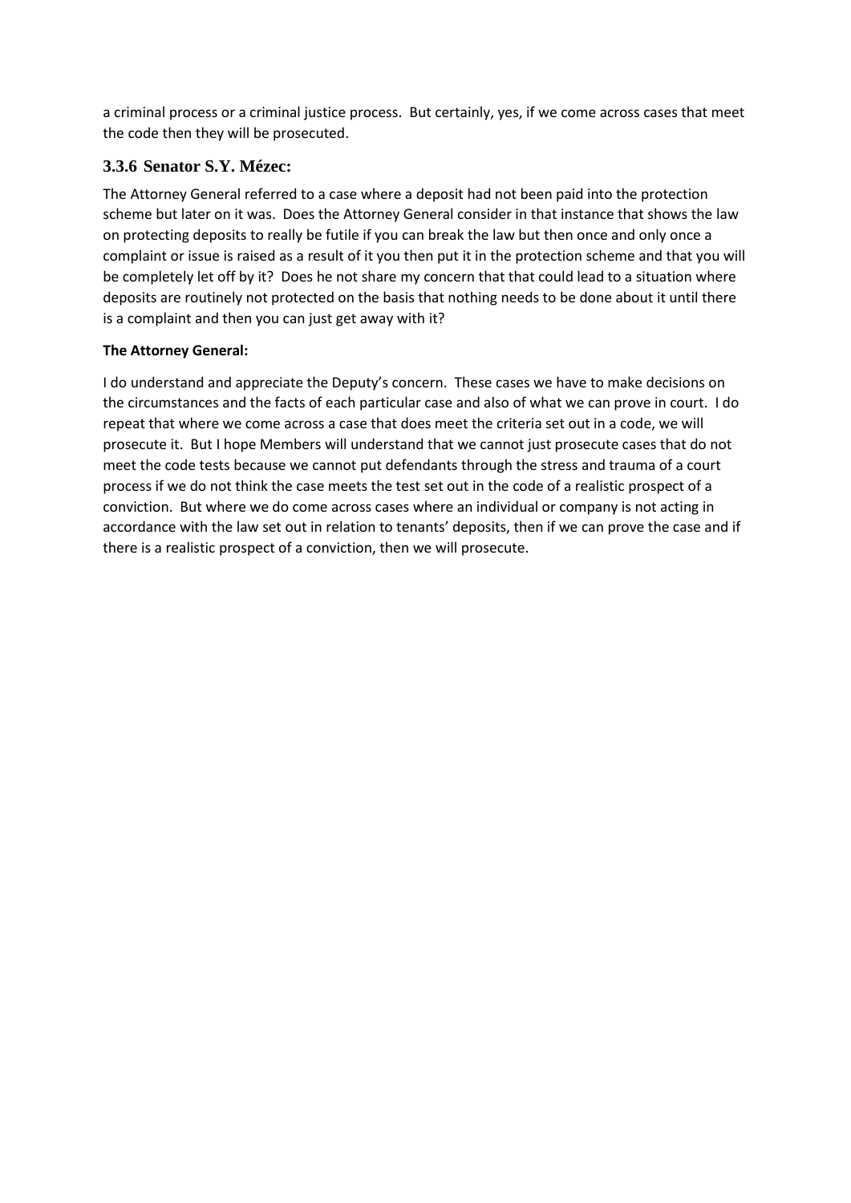a criminal process or a criminal justice process. But certainly, yes, if we come across cases that meet the code then they will be prosecuted.

### 3.3.6 Senator S.Y. Mézec:

The Attorney General referred to a case where a deposit had not been paid into the protection scheme but later on it was. Does the Attorney General consider in that instance that shows the law on protecting deposits to really be futile if you can break the law but then once and only once a complaint or issue is raised as a result of it you then put it in the protection scheme and that you will be completely let off by it? Does he not share my concern that that could lead to a situation where deposits are routinely not protected on the basis that nothing needs to be done about it until there is a complaint and then you can just get away with it?

**The Attorney General:**

I do understand and appreciate the Deputy's concern. These cases we have to make decisions on the circumstances and the facts of each particular case and also of what we can prove in court. I do repeat that where we come across a case that does meet the criteria set out in a code, we will prosecute it. But I hope Members will understand that we cannot just prosecute cases that do not meet the code tests because we cannot put defendants through the stress and trauma of a court process if we do not think the case meets the test set out in the code of a realistic prospect of a conviction. But where we do come across cases where an individual or company is not acting in accordance with the law set out in relation to tenants' deposits, then if we can prove the case and if there is a realistic prospect of a conviction, then we will prosecute.